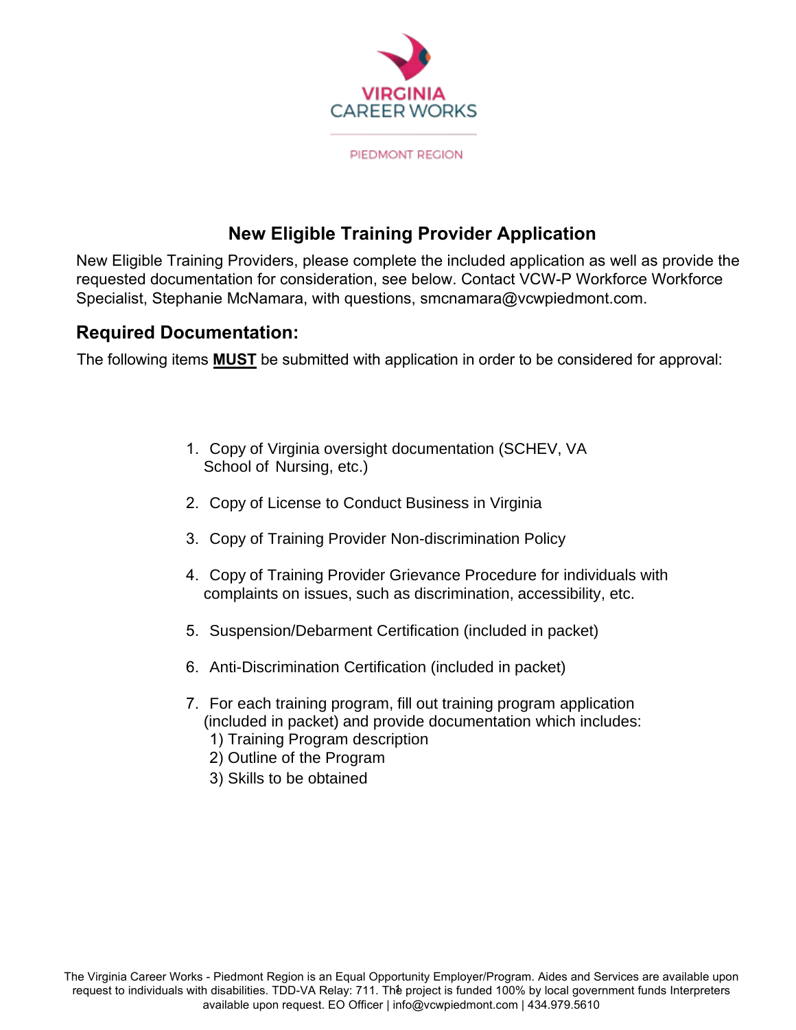VIRGINIA
CAREER WORKS

PIEDMONT REGION

# New Eligible Training Provider Application

New Eligible Training Providers, please complete the included application as well as provide the requested documentation for consideration, see below. Contact VCW-P Workforce Workforce Specialist, Stephanie McNamara, with questions, smcnamara@vcwpiedmont.com.

## Required Documentation:

The following items **MUST** be submitted with application in order to be considered for approval:

1. Copy of Virginia oversight documentation (SCHEV, VA School of Nursing, etc.)
2. Copy of License to Conduct Business in Virginia
3. Copy of Training Provider Non-discrimination Policy
4. Copy of Training Provider Grievance Procedure for individuals with complaints on issues, such as discrimination, accessibility, etc.
5. Suspension/Debarment Certification (included in packet)
6. Anti-Discrimination Certification (included in packet)
7. For each training program, fill out training program application (included in packet) and provide documentation which includes:
   1) Training Program description
   2) Outline of the Program
   3) Skills to be obtained

The Virginia Career Works - Piedmont Region is an Equal Opportunity Employer/Program. Aides and Services are available upon request to individuals with disabilities. TDD-VA Relay: 711. The project is funded 100% by local government funds Interpreters available upon request. EO Officer | info@vcwpiedmont.com | 434.979.5610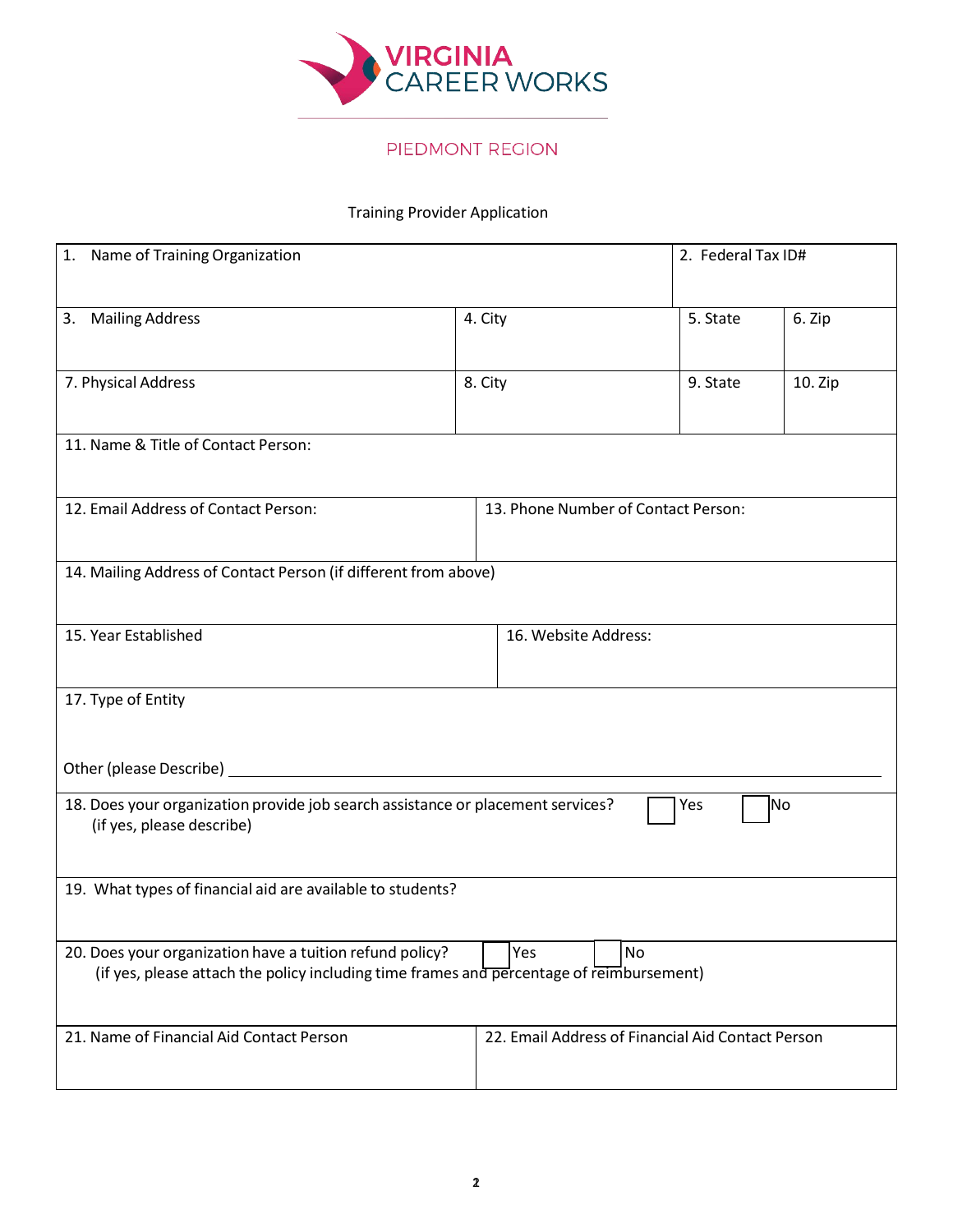VIRGINIA CAREER WORKS

PIEDMONT REGION

Training Provider Application

| 1. Name of Training Organization | | | 2. Federal Tax ID# |
|---|---|---|---|
| 3. Mailing Address | 4. City | 5. State | 6. Zip |
| 7. Physical Address | 8. City | 9. State | 10. Zip |

11. Name & Title of Contact Person:

| 12. Email Address of Contact Person: | 13. Phone Number of Contact Person: |
|---|---|

14. Mailing Address of Contact Person (if different from above)

| 15. Year Established | 16. Website Address: |
|---|---|

17. Type of Entity

Other (please Describe) ____________________________________________

18. Does your organization provide job search assistance or placement services? ☐ Yes ☐ No
(if yes, please describe)

19. What types of financial aid are available to students?

20. Does your organization have a tuition refund policy? ☐ Yes ☐ No
(if yes, please attach the policy including time frames and percentage of reimbursement)

| 21. Name of Financial Aid Contact Person | 22. Email Address of Financial Aid Contact Person |
|---|---|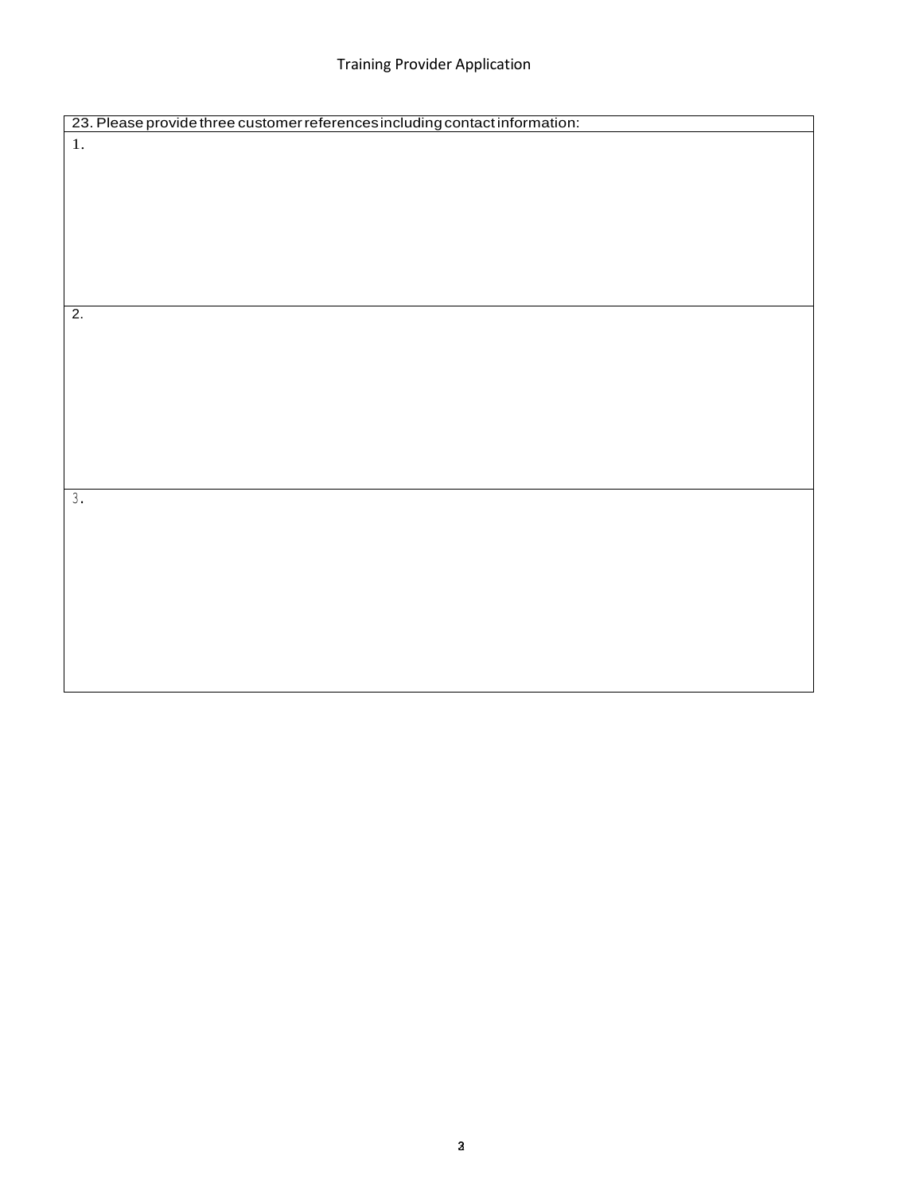| 23. Please provide three customer references including contact information: |
| --- |
| 1. |
| 2. |
| 3. |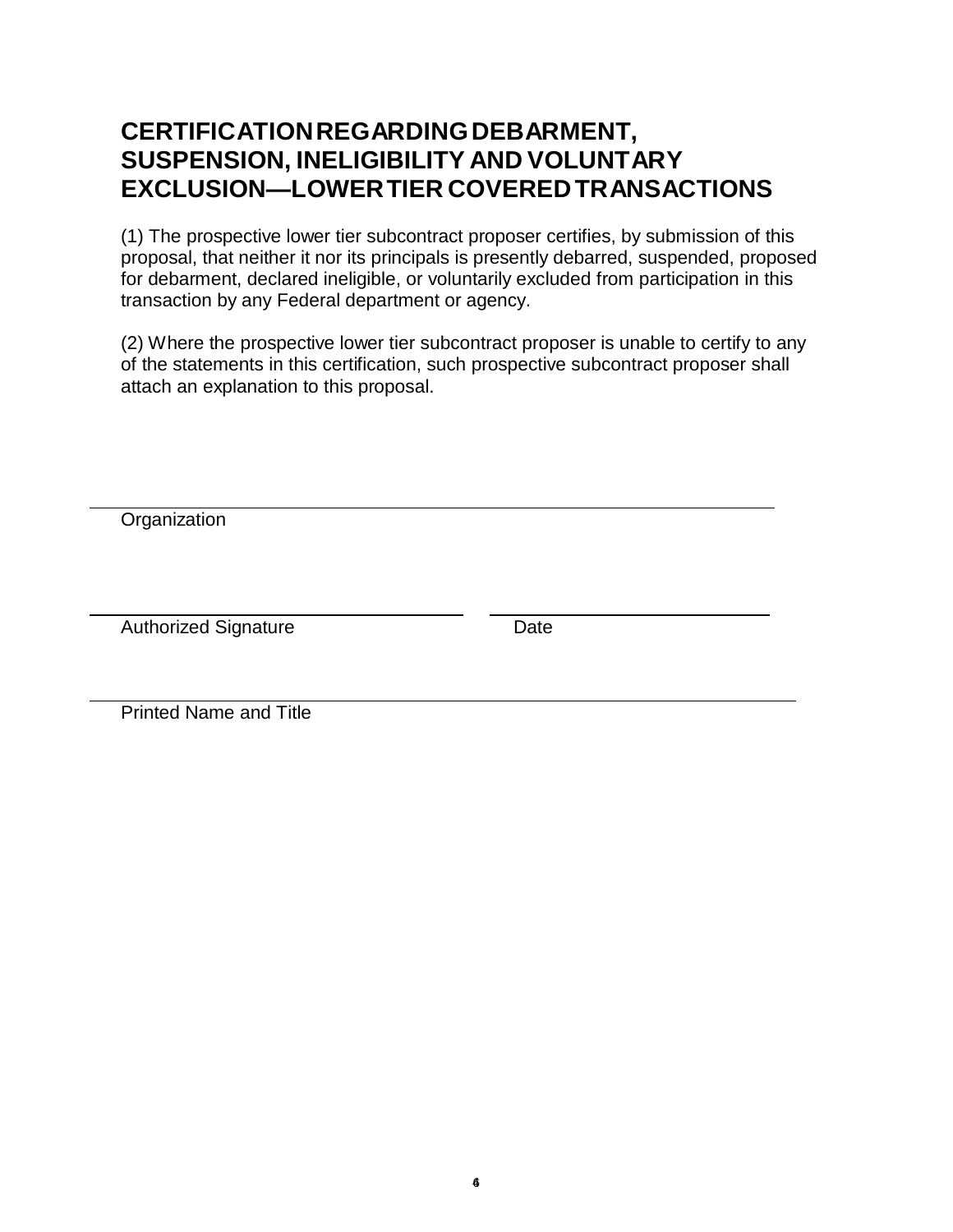# CERTIFICATION REGARDING DEBARMENT, SUSPENSION, INELIGIBILITY AND VOLUNTARY EXCLUSION—LOWER TIER COVERED TRANSACTIONS

(1) The prospective lower tier subcontract proposer certifies, by submission of this proposal, that neither it nor its principals is presently debarred, suspended, proposed for debarment, declared ineligible, or voluntarily excluded from participation in this transaction by any Federal department or agency.

(2) Where the prospective lower tier subcontract proposer is unable to certify to any of the statements in this certification, such prospective subcontract proposer shall attach an explanation to this proposal.

\_\_\_\_\_\_\_\_\_\_\_\_\_\_\_\_\_\_\_\_\_\_\_\_\_\_\_\_\_\_\_\_\_\_\_\_\_\_\_\_\_\_\_\_\_\_\_\_\_\_\_\_\_\_\_\_\_\_
Organization

\_\_\_\_\_\_\_\_\_\_\_\_\_\_\_\_\_\_\_\_\_\_\_\_\_\_\_\_\_\_\_\_ \_\_\_\_\_\_\_\_\_\_\_\_\_\_\_\_\_\_\_\_\_\_\_\_
Authorized Signature Date

\_\_\_\_\_\_\_\_\_\_\_\_\_\_\_\_\_\_\_\_\_\_\_\_\_\_\_\_\_\_\_\_\_\_\_\_\_\_\_\_\_\_\_\_\_\_\_\_\_\_\_\_\_\_\_\_\_\_\_\_
Printed Name and Title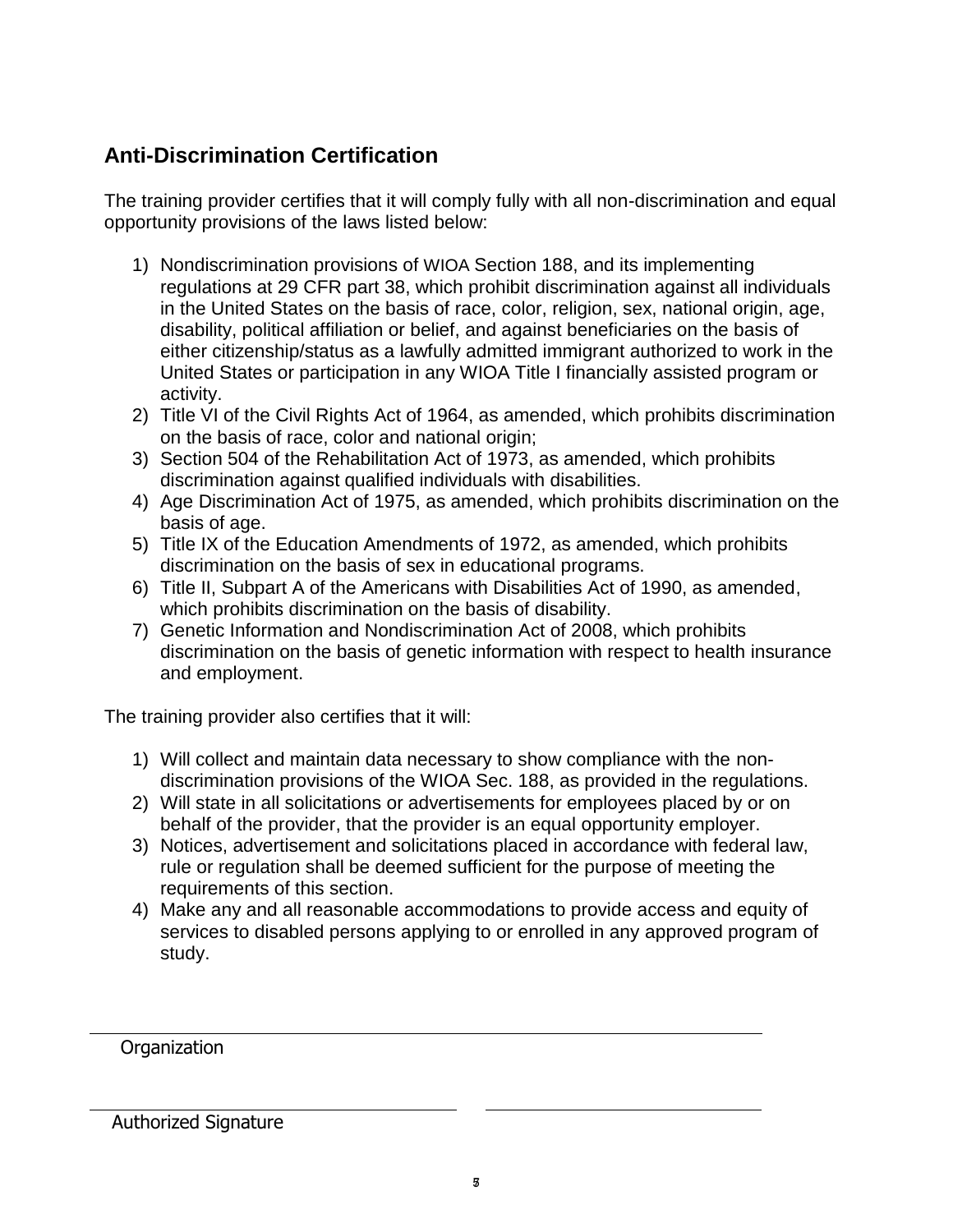## Anti-Discrimination Certification

The training provider certifies that it will comply fully with all non-discrimination and equal opportunity provisions of the laws listed below:

1) Nondiscrimination provisions of WIOA Section 188, and its implementing regulations at 29 CFR part 38, which prohibit discrimination against all individuals in the United States on the basis of race, color, religion, sex, national origin, age, disability, political affiliation or belief, and against beneficiaries on the basis of either citizenship/status as a lawfully admitted immigrant authorized to work in the United States or participation in any WIOA Title I financially assisted program or activity.
2) Title VI of the Civil Rights Act of 1964, as amended, which prohibits discrimination on the basis of race, color and national origin;
3) Section 504 of the Rehabilitation Act of 1973, as amended, which prohibits discrimination against qualified individuals with disabilities.
4) Age Discrimination Act of 1975, as amended, which prohibits discrimination on the basis of age.
5) Title IX of the Education Amendments of 1972, as amended, which prohibits discrimination on the basis of sex in educational programs.
6) Title II, Subpart A of the Americans with Disabilities Act of 1990, as amended, which prohibits discrimination on the basis of disability.
7) Genetic Information and Nondiscrimination Act of 2008, which prohibits discrimination on the basis of genetic information with respect to health insurance and employment.

The training provider also certifies that it will:

1) Will collect and maintain data necessary to show compliance with the non-discrimination provisions of the WIOA Sec. 188, as provided in the regulations.
2) Will state in all solicitations or advertisements for employees placed by or on behalf of the provider, that the provider is an equal opportunity employer.
3) Notices, advertisement and solicitations placed in accordance with federal law, rule or regulation shall be deemed sufficient for the purpose of meeting the requirements of this section.
4) Make any and all reasonable accommodations to provide access and equity of services to disabled persons applying to or enrolled in any approved program of study.

\_\_\_\_\_\_\_\_\_\_\_\_\_\_\_\_\_\_\_\_\_\_\_\_\_\_\_\_\_\_\_\_\_\_\_\_\_\_\_\_\_\_\_\_

Organization

\_\_\_\_\_\_\_\_\_\_\_\_\_\_\_\_\_\_\_\_\_\_\_\_\_\_\_\_ \_\_\_\_\_\_\_\_\_\_\_\_\_\_\_\_\_\_\_\_

Authorized Signature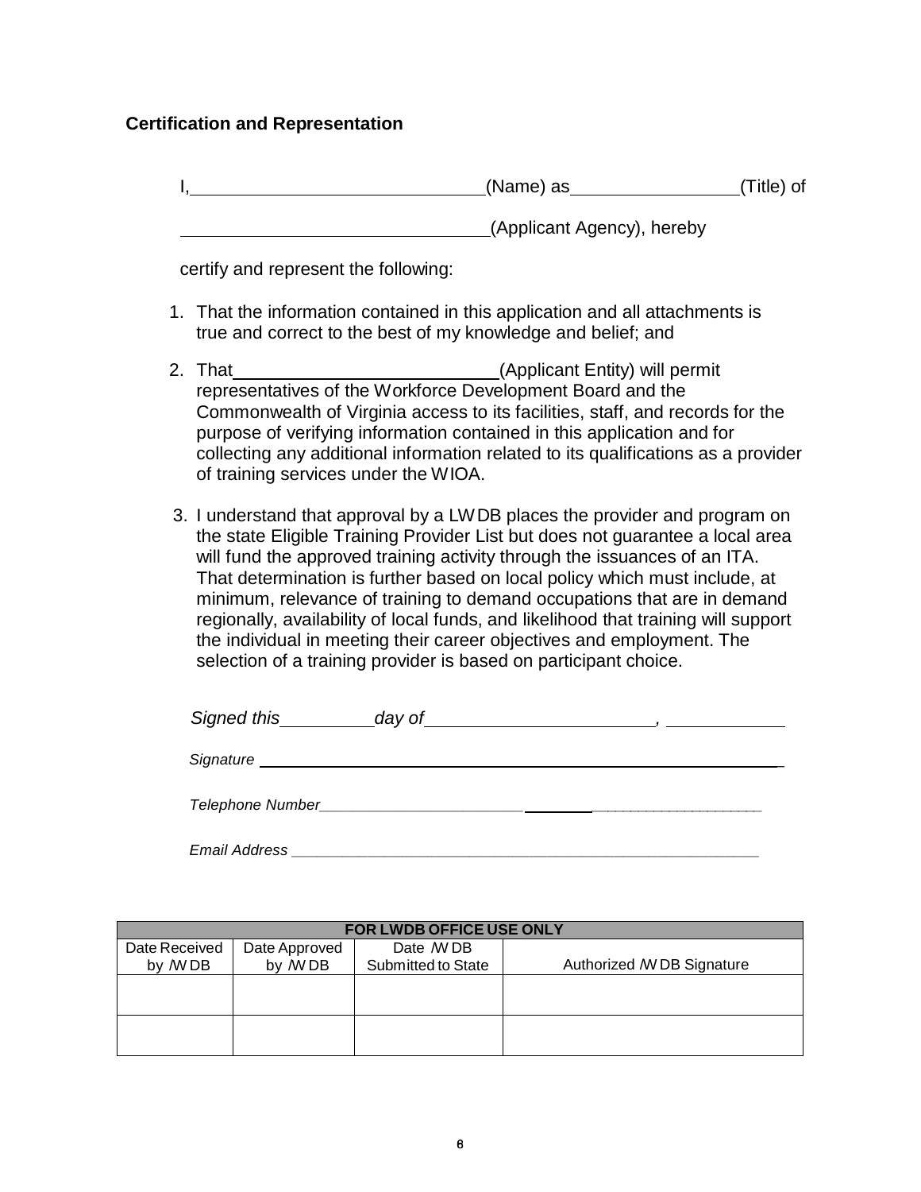**Certification and Representation**

I, ______________________________(Name) as _________________(Title) of

________________________________(Applicant Agency), hereby

certify and represent the following:

1. That the information contained in this application and all attachments is true and correct to the best of my knowledge and belief; and
2. That ___________________________(Applicant Entity) will permit representatives of the Workforce Development Board and the Commonwealth of Virginia access to its facilities, staff, and records for the purpose of verifying information contained in this application and for collecting any additional information related to its qualifications as a provider of training services under the WIOA.
3. I understand that approval by a LWDB places the provider and program on the state Eligible Training Provider List but does not guarantee a local area will fund the approved training activity through the issuances of an ITA. That determination is further based on local policy which must include, at minimum, relevance of training to demand occupations that are in demand regionally, availability of local funds, and likelihood that training will support the individual in meeting their career objectives and employment. The selection of a training provider is based on participant choice.

*Signed this __________ day of ________________________, ____________*

*Signature* ____________________________________________________________

*Telephone Number* ______________________________________________________

*Email Address* _________________________________________________________

| FOR LWDB OFFICE USE ONLY | | | |
|---|---|---|---|
| Date Received by WDB | Date Approved by WDB | Date WDB Submitted to State | Authorized WDB Signature |
| | | | |
| | | | |